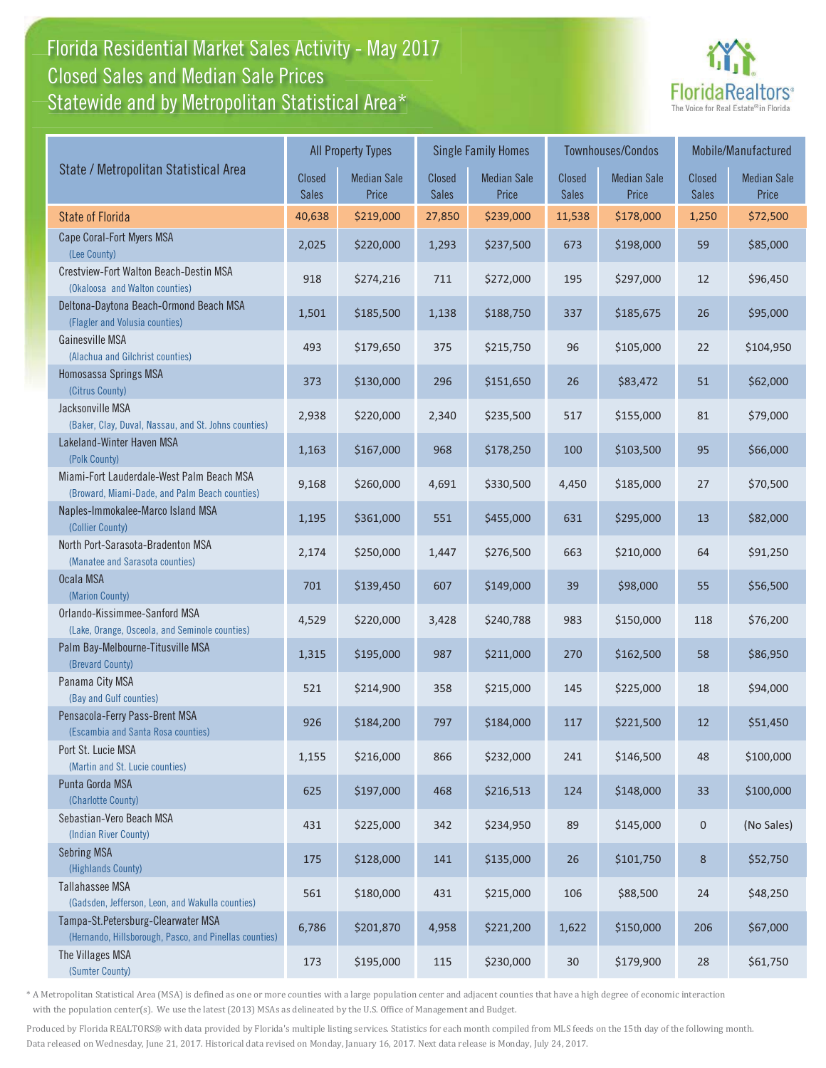# Florida Residential Market Sales Activity - May 2017
## Closed Sales and Median Sale Prices
## Statewide and by Metropolitan Statistical Area*

| State / Metropolitan Statistical Area | All Property Types | | Single Family Homes | | Townhouses/Condos | | Mobile/Manufactured | |
|---|---|---|---|---|---|---|---|---|
| | Closed Sales | Median Sale Price | Closed Sales | Median Sale Price | Closed Sales | Median Sale Price | Closed Sales | Median Sale Price |
| State of Florida | 40,638 | $219,000 | 27,850 | $239,000 | 11,538 | $178,000 | 1,250 | $72,500 |
| Cape Coral-Fort Myers MSA (Lee County) | 2,025 | $220,000 | 1,293 | $237,500 | 673 | $198,000 | 59 | $85,000 |
| Crestview-Fort Walton Beach-Destin MSA (Okaloosa and Walton counties) | 918 | $274,216 | 711 | $272,000 | 195 | $297,000 | 12 | $96,450 |
| Deltona-Daytona Beach-Ormond Beach MSA (Flagler and Volusia counties) | 1,501 | $185,500 | 1,138 | $188,750 | 337 | $185,675 | 26 | $95,000 |
| Gainesville MSA (Alachua and Gilchrist counties) | 493 | $179,650 | 375 | $215,750 | 96 | $105,000 | 22 | $104,950 |
| Homosassa Springs MSA (Citrus County) | 373 | $130,000 | 296 | $151,650 | 26 | $83,472 | 51 | $62,000 |
| Jacksonville MSA (Baker, Clay, Duval, Nassau, and St. Johns counties) | 2,938 | $220,000 | 2,340 | $235,500 | 517 | $155,000 | 81 | $79,000 |
| Lakeland-Winter Haven MSA (Polk County) | 1,163 | $167,000 | 968 | $178,250 | 100 | $103,500 | 95 | $66,000 |
| Miami-Fort Lauderdale-West Palm Beach MSA (Broward, Miami-Dade, and Palm Beach counties) | 9,168 | $260,000 | 4,691 | $330,500 | 4,450 | $185,000 | 27 | $70,500 |
| Naples-Immokalee-Marco Island MSA (Collier County) | 1,195 | $361,000 | 551 | $455,000 | 631 | $295,000 | 13 | $82,000 |
| North Port-Sarasota-Bradenton MSA (Manatee and Sarasota counties) | 2,174 | $250,000 | 1,447 | $276,500 | 663 | $210,000 | 64 | $91,250 |
| Ocala MSA (Marion County) | 701 | $139,450 | 607 | $149,000 | 39 | $98,000 | 55 | $56,500 |
| Orlando-Kissimmee-Sanford MSA (Lake, Orange, Osceola, and Seminole counties) | 4,529 | $220,000 | 3,428 | $240,788 | 983 | $150,000 | 118 | $76,200 |
| Palm Bay-Melbourne-Titusville MSA (Brevard County) | 1,315 | $195,000 | 987 | $211,000 | 270 | $162,500 | 58 | $86,950 |
| Panama City MSA (Bay and Gulf counties) | 521 | $214,900 | 358 | $215,000 | 145 | $225,000 | 18 | $94,000 |
| Pensacola-Ferry Pass-Brent MSA (Escambia and Santa Rosa counties) | 926 | $184,200 | 797 | $184,000 | 117 | $221,500 | 12 | $51,450 |
| Port St. Lucie MSA (Martin and St. Lucie counties) | 1,155 | $216,000 | 866 | $232,000 | 241 | $146,500 | 48 | $100,000 |
| Punta Gorda MSA (Charlotte County) | 625 | $197,000 | 468 | $216,513 | 124 | $148,000 | 33 | $100,000 |
| Sebastian-Vero Beach MSA (Indian River County) | 431 | $225,000 | 342 | $234,950 | 89 | $145,000 | 0 | (No Sales) |
| Sebring MSA (Highlands County) | 175 | $128,000 | 141 | $135,000 | 26 | $101,750 | 8 | $52,750 |
| Tallahassee MSA (Gadsden, Jefferson, Leon, and Wakulla counties) | 561 | $180,000 | 431 | $215,000 | 106 | $88,500 | 24 | $48,250 |
| Tampa-St.Petersburg-Clearwater MSA (Hernando, Hillsborough, Pasco, and Pinellas counties) | 6,786 | $201,870 | 4,958 | $221,200 | 1,622 | $150,000 | 206 | $67,000 |
| The Villages MSA (Sumter County) | 173 | $195,000 | 115 | $230,000 | 30 | $179,900 | 28 | $61,750 |

\* A Metropolitan Statistical Area (MSA) is defined as one or more counties with a large population center and adjacent counties that have a high degree of economic interaction with the population center(s). We use the latest (2013) MSAs as delineated by the U.S. Office of Management and Budget.

Produced by Florida REALTORS® with data provided by Florida's multiple listing services. Statistics for each month compiled from MLS feeds on the 15th day of the following month. Data released on Wednesday, June 21, 2017. Historical data revised on Monday, January 16, 2017. Next data release is Monday, July 24, 2017.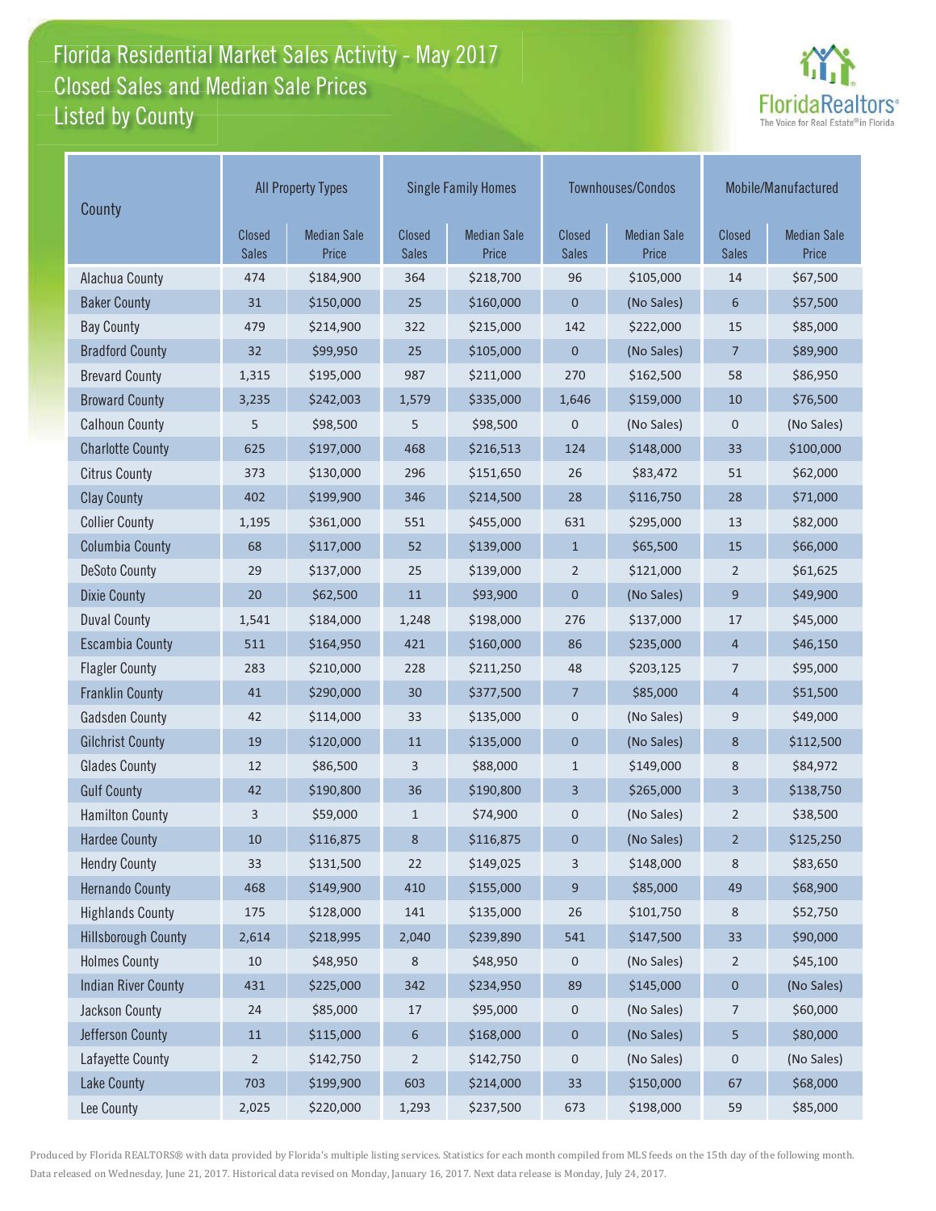# Florida Residential Market Sales Activity - May 2017
## Closed Sales and Median Sale Prices
## Listed by County

| County | All Property Types | | Single Family Homes | | Townhouses/Condos | | Mobile/Manufactured | |
|---|---|---|---|---|---|---|---|---|
| | Closed Sales | Median Sale Price | Closed Sales | Median Sale Price | Closed Sales | Median Sale Price | Closed Sales | Median Sale Price |
| Alachua County | 474 | $184,900 | 364 | $218,700 | 96 | $105,000 | 14 | $67,500 |
| Baker County | 31 | $150,000 | 25 | $160,000 | 0 | (No Sales) | 6 | $57,500 |
| Bay County | 479 | $214,900 | 322 | $215,000 | 142 | $222,000 | 15 | $85,000 |
| Bradford County | 32 | $99,950 | 25 | $105,000 | 0 | (No Sales) | 7 | $89,900 |
| Brevard County | 1,315 | $195,000 | 987 | $211,000 | 270 | $162,500 | 58 | $86,950 |
| Broward County | 3,235 | $242,003 | 1,579 | $335,000 | 1,646 | $159,000 | 10 | $76,500 |
| Calhoun County | 5 | $98,500 | 5 | $98,500 | 0 | (No Sales) | 0 | (No Sales) |
| Charlotte County | 625 | $197,000 | 468 | $216,513 | 124 | $148,000 | 33 | $100,000 |
| Citrus County | 373 | $130,000 | 296 | $151,650 | 26 | $83,472 | 51 | $62,000 |
| Clay County | 402 | $199,900 | 346 | $214,500 | 28 | $116,750 | 28 | $71,000 |
| Collier County | 1,195 | $361,000 | 551 | $455,000 | 631 | $295,000 | 13 | $82,000 |
| Columbia County | 68 | $117,000 | 52 | $139,000 | 1 | $65,500 | 15 | $66,000 |
| DeSoto County | 29 | $137,000 | 25 | $139,000 | 2 | $121,000 | 2 | $61,625 |
| Dixie County | 20 | $62,500 | 11 | $93,900 | 0 | (No Sales) | 9 | $49,900 |
| Duval County | 1,541 | $184,000 | 1,248 | $198,000 | 276 | $137,000 | 17 | $45,000 |
| Escambia County | 511 | $164,950 | 421 | $160,000 | 86 | $235,000 | 4 | $46,150 |
| Flagler County | 283 | $210,000 | 228 | $211,250 | 48 | $203,125 | 7 | $95,000 |
| Franklin County | 41 | $290,000 | 30 | $377,500 | 7 | $85,000 | 4 | $51,500 |
| Gadsden County | 42 | $114,000 | 33 | $135,000 | 0 | (No Sales) | 9 | $49,000 |
| Gilchrist County | 19 | $120,000 | 11 | $135,000 | 0 | (No Sales) | 8 | $112,500 |
| Glades County | 12 | $86,500 | 3 | $88,000 | 1 | $149,000 | 8 | $84,972 |
| Gulf County | 42 | $190,800 | 36 | $190,800 | 3 | $265,000 | 3 | $138,750 |
| Hamilton County | 3 | $59,000 | 1 | $74,900 | 0 | (No Sales) | 2 | $38,500 |
| Hardee County | 10 | $116,875 | 8 | $116,875 | 0 | (No Sales) | 2 | $125,250 |
| Hendry County | 33 | $131,500 | 22 | $149,025 | 3 | $148,000 | 8 | $83,650 |
| Hernando County | 468 | $149,900 | 410 | $155,000 | 9 | $85,000 | 49 | $68,900 |
| Highlands County | 175 | $128,000 | 141 | $135,000 | 26 | $101,750 | 8 | $52,750 |
| Hillsborough County | 2,614 | $218,995 | 2,040 | $239,890 | 541 | $147,500 | 33 | $90,000 |
| Holmes County | 10 | $48,950 | 8 | $48,950 | 0 | (No Sales) | 2 | $45,100 |
| Indian River County | 431 | $225,000 | 342 | $234,950 | 89 | $145,000 | 0 | (No Sales) |
| Jackson County | 24 | $85,000 | 17 | $95,000 | 0 | (No Sales) | 7 | $60,000 |
| Jefferson County | 11 | $115,000 | 6 | $168,000 | 0 | (No Sales) | 5 | $80,000 |
| Lafayette County | 2 | $142,750 | 2 | $142,750 | 0 | (No Sales) | 0 | (No Sales) |
| Lake County | 703 | $199,900 | 603 | $214,000 | 33 | $150,000 | 67 | $68,000 |
| Lee County | 2,025 | $220,000 | 1,293 | $237,500 | 673 | $198,000 | 59 | $85,000 |

Produced by Florida REALTORS® with data provided by Florida's multiple listing services. Statistics for each month compiled from MLS feeds on the 15th day of the following month. Data released on Wednesday, June 21, 2017. Historical data revised on Monday, January 16, 2017. Next data release is Monday, July 24, 2017.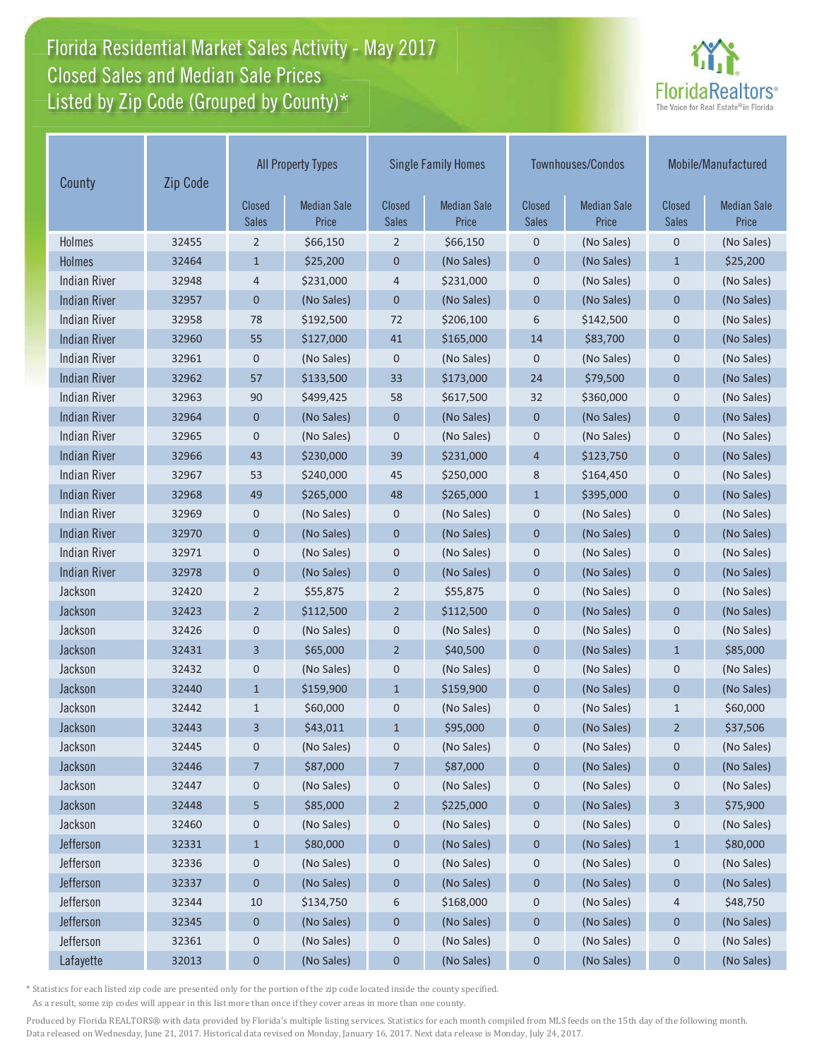# Florida Residential Market Sales Activity - May 2017
## Closed Sales and Median Sale Prices
## Listed by Zip Code (Grouped by County)*

| County | Zip Code | All Property Types | | Single Family Homes | | Townhouses/Condos | | Mobile/Manufactured | |
|---|---|---|---|---|---|---|---|---|---|
| | | Closed Sales | Median Sale Price | Closed Sales | Median Sale Price | Closed Sales | Median Sale Price | Closed Sales | Median Sale Price |
| Holmes | 32455 | 2 | $66,150 | 2 | $66,150 | 0 | (No Sales) | 0 | (No Sales) |
| Holmes | 32464 | 1 | $25,200 | 0 | (No Sales) | 0 | (No Sales) | 1 | $25,200 |
| Indian River | 32948 | 4 | $231,000 | 4 | $231,000 | 0 | (No Sales) | 0 | (No Sales) |
| Indian River | 32957 | 0 | (No Sales) | 0 | (No Sales) | 0 | (No Sales) | 0 | (No Sales) |
| Indian River | 32958 | 78 | $192,500 | 72 | $206,100 | 6 | $142,500 | 0 | (No Sales) |
| Indian River | 32960 | 55 | $127,000 | 41 | $165,000 | 14 | $83,700 | 0 | (No Sales) |
| Indian River | 32961 | 0 | (No Sales) | 0 | (No Sales) | 0 | (No Sales) | 0 | (No Sales) |
| Indian River | 32962 | 57 | $133,500 | 33 | $173,000 | 24 | $79,500 | 0 | (No Sales) |
| Indian River | 32963 | 90 | $499,425 | 58 | $617,500 | 32 | $360,000 | 0 | (No Sales) |
| Indian River | 32964 | 0 | (No Sales) | 0 | (No Sales) | 0 | (No Sales) | 0 | (No Sales) |
| Indian River | 32965 | 0 | (No Sales) | 0 | (No Sales) | 0 | (No Sales) | 0 | (No Sales) |
| Indian River | 32966 | 43 | $230,000 | 39 | $231,000 | 4 | $123,750 | 0 | (No Sales) |
| Indian River | 32967 | 53 | $240,000 | 45 | $250,000 | 8 | $164,450 | 0 | (No Sales) |
| Indian River | 32968 | 49 | $265,000 | 48 | $265,000 | 1 | $395,000 | 0 | (No Sales) |
| Indian River | 32969 | 0 | (No Sales) | 0 | (No Sales) | 0 | (No Sales) | 0 | (No Sales) |
| Indian River | 32970 | 0 | (No Sales) | 0 | (No Sales) | 0 | (No Sales) | 0 | (No Sales) |
| Indian River | 32971 | 0 | (No Sales) | 0 | (No Sales) | 0 | (No Sales) | 0 | (No Sales) |
| Indian River | 32978 | 0 | (No Sales) | 0 | (No Sales) | 0 | (No Sales) | 0 | (No Sales) |
| Jackson | 32420 | 2 | $55,875 | 2 | $55,875 | 0 | (No Sales) | 0 | (No Sales) |
| Jackson | 32423 | 2 | $112,500 | 2 | $112,500 | 0 | (No Sales) | 0 | (No Sales) |
| Jackson | 32426 | 0 | (No Sales) | 0 | (No Sales) | 0 | (No Sales) | 0 | (No Sales) |
| Jackson | 32431 | 3 | $65,000 | 2 | $40,500 | 0 | (No Sales) | 1 | $85,000 |
| Jackson | 32432 | 0 | (No Sales) | 0 | (No Sales) | 0 | (No Sales) | 0 | (No Sales) |
| Jackson | 32440 | 1 | $159,900 | 1 | $159,900 | 0 | (No Sales) | 0 | (No Sales) |
| Jackson | 32442 | 1 | $60,000 | 0 | (No Sales) | 0 | (No Sales) | 1 | $60,000 |
| Jackson | 32443 | 3 | $43,011 | 1 | $95,000 | 0 | (No Sales) | 2 | $37,506 |
| Jackson | 32445 | 0 | (No Sales) | 0 | (No Sales) | 0 | (No Sales) | 0 | (No Sales) |
| Jackson | 32446 | 7 | $87,000 | 7 | $87,000 | 0 | (No Sales) | 0 | (No Sales) |
| Jackson | 32447 | 0 | (No Sales) | 0 | (No Sales) | 0 | (No Sales) | 0 | (No Sales) |
| Jackson | 32448 | 5 | $85,000 | 2 | $225,000 | 0 | (No Sales) | 3 | $75,900 |
| Jackson | 32460 | 0 | (No Sales) | 0 | (No Sales) | 0 | (No Sales) | 0 | (No Sales) |
| Jefferson | 32331 | 1 | $80,000 | 0 | (No Sales) | 0 | (No Sales) | 1 | $80,000 |
| Jefferson | 32336 | 0 | (No Sales) | 0 | (No Sales) | 0 | (No Sales) | 0 | (No Sales) |
| Jefferson | 32337 | 0 | (No Sales) | 0 | (No Sales) | 0 | (No Sales) | 0 | (No Sales) |
| Jefferson | 32344 | 10 | $134,750 | 6 | $168,000 | 0 | (No Sales) | 4 | $48,750 |
| Jefferson | 32345 | 0 | (No Sales) | 0 | (No Sales) | 0 | (No Sales) | 0 | (No Sales) |
| Jefferson | 32361 | 0 | (No Sales) | 0 | (No Sales) | 0 | (No Sales) | 0 | (No Sales) |
| Lafayette | 32013 | 0 | (No Sales) | 0 | (No Sales) | 0 | (No Sales) | 0 | (No Sales) |

\* Statistics for each listed zip code are presented only for the portion of the zip code located inside the county specified. As a result, some zip codes will appear in this list more than once if they cover areas in more than one county.

Produced by Florida REALTORS® with data provided by Florida's multiple listing services. Statistics for each month compiled from MLS feeds on the 15th day of the following month. Data released on Wednesday, June 21, 2017. Historical data revised on Monday, January 16, 2017. Next data release is Monday, July 24, 2017.